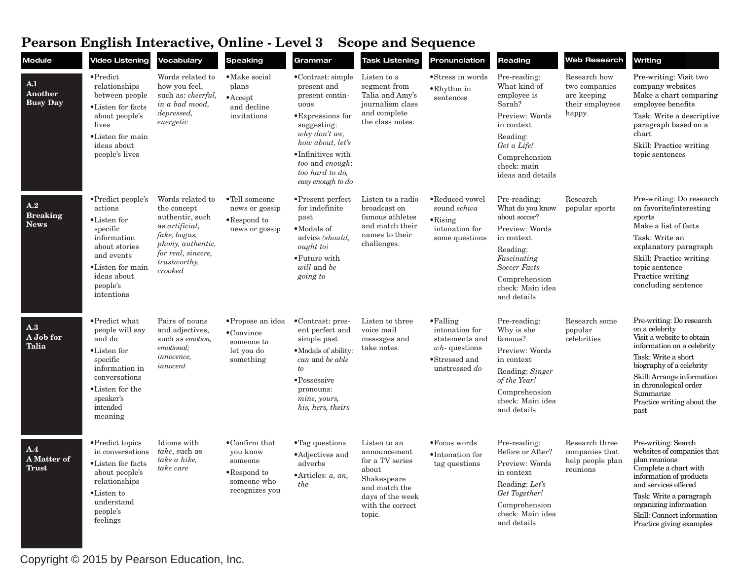# Pearson English Interactive, Online - Level 3 Scope and Sequence

| Module | Video Listening | Vocabulary | Speaking | Grammar | Task Listening | Pronunciation | Reading | Web Research | Writing |
|---|---|---|---|---|---|---|---|---|---|
| **A.1 Another Busy Day** | • Predict relationships between people<br>• Listen for facts about people's lives<br>• Listen for main ideas about people's lives | Words related to how you feel, such as: *cheerful, in a bad mood, depressed, energetic* | • Make social plans<br>• Accept and decline invitations | • Contrast: simple present and present continuous<br>• Expressions for suggesting: *why don't we, how about, let's*<br>• Infinitives with *too* and *enough*: *too hard to do, easy enough to do* | Listen to a segment from Talia and Amy's journalism class and complete the class notes. | • Stress in words<br>• Rhythm in sentences | Pre-reading: What kind of employee is Sarah?<br>Preview: Words in context<br>Reading: *Get a Life!*<br>Comprehension check: main ideas and details | Research how two companies are keeping their employees happy. | Pre-writing: Visit two company websites<br>Make a chart comparing employee benefits<br>Task: Write a descriptive paragraph based on a chart<br>Skill: Practice writing topic sentences |
| **A.2 Breaking News** | • Predict people's actions<br>• Listen for specific information about stories and events<br>• Listen for main ideas about people's intentions | Words related to the concept authentic, such as *artificial, fake, bogus, phony, authentic, for real, sincere, trustworthy, crooked* | • Tell someone news or gossip<br>• Respond to news or gossip | • Present perfect for indefinite past<br>• Modals of advice *(should, ought to)*<br>• Future with *will* and *be going to* | Listen to a radio broadcast on famous athletes and match their names to their challenges. | • Reduced vowel sound *schwa*<br>• Rising intonation for some questions | Pre-reading: What do you know about soccer?<br>Preview: Words in context<br>Reading: *Fascinating Soccer Facts*<br>Comprehension check: Main idea and details | Research popular sports | Pre-writing: Do research on favorite/interesting sports<br>Make a list of facts<br>Task: Write an explanatory paragraph<br>Skill: Practice writing topic sentence<br>Practice writing concluding sentence |
| **A.3 A Job for Talia** | • Predict what people will say and do<br>• Listen for specific information in conversations<br>• Listen for the speaker's intended meaning | Pairs of nouns and adjectives, such as *emotion, emotional; innocence, innocent* | • Propose an idea<br>• Convince someone to let you do something | • Contrast: present perfect and simple past<br>• Modals of ability: *can* and *be able to*<br>• Possessive pronouns: *mine, yours, his, hers, theirs* | Listen to three voice mail messages and take notes. | • Falling intonation for statements and *wh-* questions<br>• Stressed and unstressed *do* | Pre-reading: Why is she famous?<br>Preview: Words in context<br>Reading: *Singer of the Year!*<br>Comprehension check: Main idea and details | Research some popular celebrities | Pre-writing: Do research on a celebrity<br>Visit a website to obtain information on a celebrity<br>Task: Write a short biography of a celebrity<br>Skill: Arrange information in chronological order<br>Summarize<br>Practice writing about the past |
| **A.4 A Matter of Trust** | • Predict topics in conversations<br>• Listen for facts about people's relationships<br>• Listen to understand people's feelings | Idioms with *take*, such as *take a hike, take care* | • Confirm that you know someone<br>• Respond to someone who recognizes you | • Tag questions<br>• Adjectives and adverbs<br>• Articles: *a, an, the* | Listen to an announcement for a TV series about Shakespeare and match the days of the week with the correct topic. | • Focus words<br>• Intonation for tag questions | Pre-reading: Before or After?<br>Preview: Words in context<br>Reading: *Let's Get Together!*<br>Comprehension check: Main idea and details | Research three companies that help people plan reunions | Pre-writing: Search websites of companies that plan reunions<br>Complete a chart with information of products and services offered<br>Task: Write a paragraph organizing information<br>Skill: Connect information<br>Practice giving examples |

Copyright © 2015 by Pearson Education, Inc.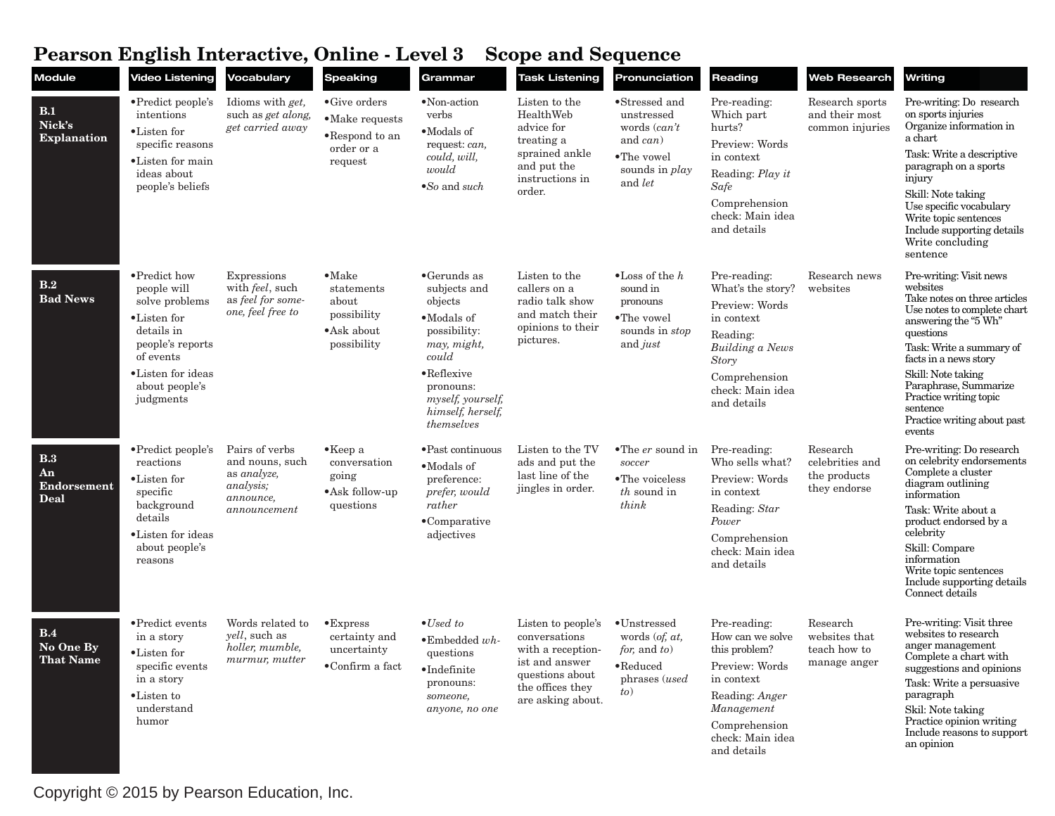# Pearson English Interactive, Online - Level 3 Scope and Sequence

| Module | Video Listening | Vocabulary | Speaking | Grammar | Task Listening | Pronunciation | Reading | Web Research | Writing |
|---|---|---|---|---|---|---|---|---|---|
| **B.1 Nick's Explanation** | • Predict people's intentions<br>• Listen for specific reasons<br>• Listen for main ideas about people's beliefs | Idioms with *get,* such as *get along, get carried away* | • Give orders<br>• Make requests<br>• Respond to an order or a request | • Non-action verbs<br>• Modals of request: *can, could, will, would*<br>• *So* and *such* | Listen to the HealthWeb advice for treating a sprained ankle and put the instructions in order. | • Stressed and unstressed words (*can't* and *can*)<br>• The vowel sounds in *play* and *let* | Pre-reading: Which part hurts?<br>Preview: Words in context<br>Reading: *Play it Safe*<br>Comprehension check: Main idea and details | Research sports and their most common injuries | Pre-writing: Do research on sports injuries<br>Organize information in a chart<br>Task: Write a descriptive paragraph on a sports injury<br>Skill: Note taking<br>Use specific vocabulary<br>Write topic sentences<br>Include supporting details<br>Write concluding sentence |
| **B.2 Bad News** | • Predict how people will solve problems<br>• Listen for details in people's reports of events<br>• Listen for ideas about people's judgments | Expressions with *feel*, such as *feel for some-one, feel free to* | • Make statements about possibility<br>• Ask about possibility | • Gerunds as subjects and objects<br>• Modals of possibility: *may, might, could*<br>• Reflexive pronouns: *myself, yourself, himself, herself, themselves* | Listen to the callers on a radio talk show and match their opinions to their pictures. | • Loss of the *h* sound in pronouns<br>• The vowel sounds in *stop* and *just* | Pre-reading: What's the story?<br>Preview: Words in context<br>Reading: *Building a News Story*<br>Comprehension check: Main idea and details | Research news websites | Pre-writing: Visit news websites<br>Take notes on three articles<br>Use notes to complete chart answering the "5 Wh" questions<br>Task: Write a summary of facts in a news story<br>Skill: Note taking<br>Paraphrase, Summarize<br>Practice writing topic sentence<br>Practice writing about past events |
| **B.3 An Endorsement Deal** | • Predict people's reactions<br>• Listen for specific background details<br>• Listen for ideas about people's reasons | Pairs of verbs and nouns, such as *analyze, analysis; announce, announcement* | • Keep a conversation going<br>• Ask follow-up questions | • Past continuous<br>• Modals of preference: *prefer, would rather*<br>• Comparative adjectives | Listen to the TV ads and put the last line of the jingles in order. | • The *er* sound in *soccer*<br>• The voiceless *th* sound in *think* | Pre-reading: Who sells what?<br>Preview: Words in context<br>Reading: *Star Power*<br>Comprehension check: Main idea and details | Research celebrities and the products they endorse | Pre-writing: Do research on celebrity endorsements<br>Complete a cluster diagram outlining information<br>Task: Write about a product endorsed by a celebrity<br>Skill: Compare information<br>Write topic sentences<br>Include supporting details<br>Connect details |
| **B.4 No One By That Name** | • Predict events in a story<br>• Listen for specific events in a story<br>• Listen to understand humor | Words related to *yell*, such as *holler, mumble, murmur, mutter* | • Express certainty and uncertainty<br>• Confirm a fact | • *Used to*<br>• Embedded *wh-* questions<br>• Indefinite pronouns: *someone, anyone, no one* | Listen to people's conversations with a reception-ist and answer questions about the offices they are asking about. | • Unstressed words (*of, at, for,* and *to*)<br>• Reduced phrases (*used to*) | Pre-reading: How can we solve this problem?<br>Preview: Words in context<br>Reading: *Anger Management*<br>Comprehension check: Main idea and details | Research websites that teach how to manage anger | Pre-writing: Visit three websites to research anger management<br>Complete a chart with suggestions and opinions<br>Task: Write a persuasive paragraph<br>Skil: Note taking<br>Practice opinion writing<br>Include reasons to support an opinion |

Copyright © 2015 by Pearson Education, Inc.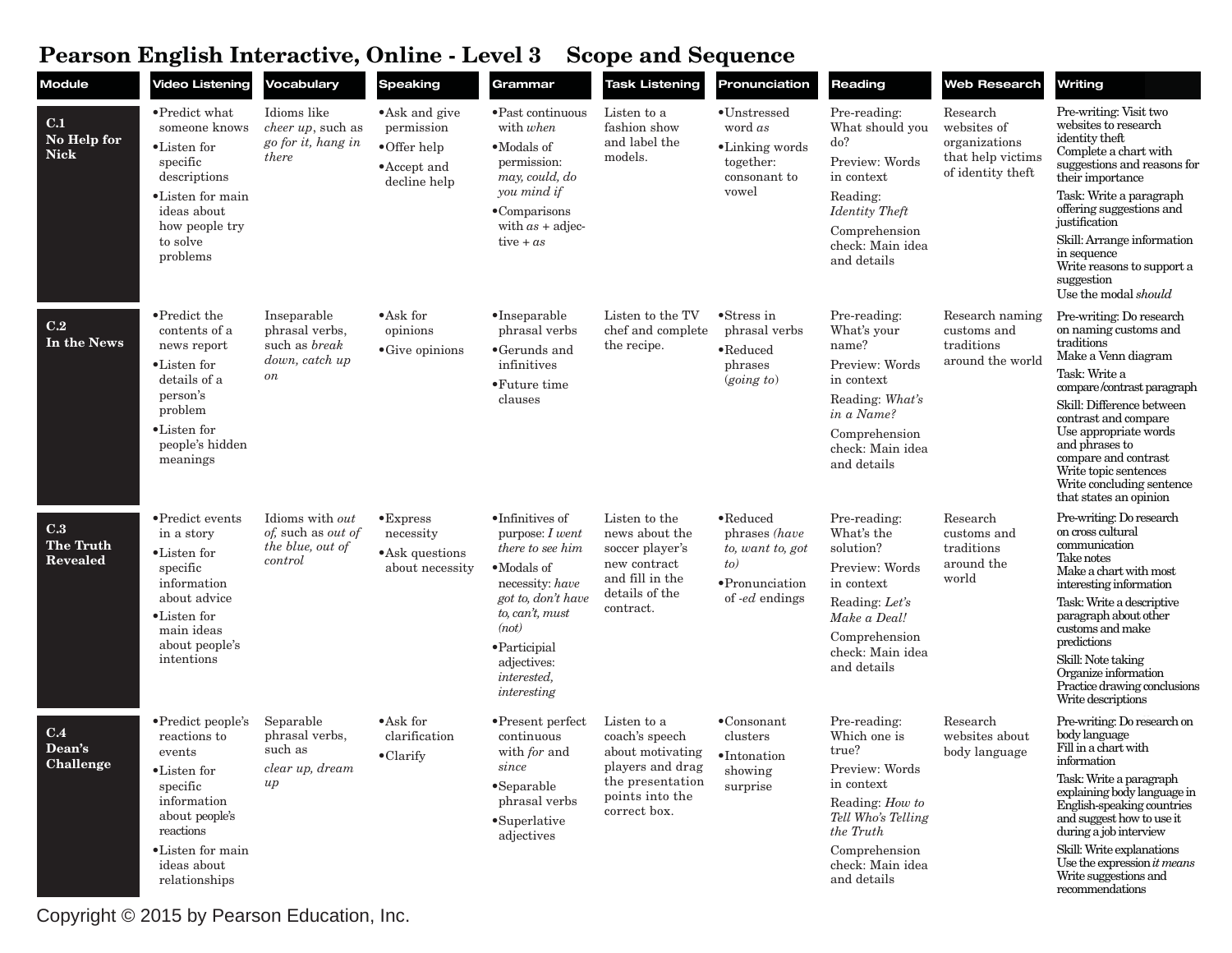# Pearson English Interactive, Online - Level 3 Scope and Sequence

| Module | Video Listening | Vocabulary | Speaking | Grammar | Task Listening | Pronunciation | Reading | Web Research | Writing |
|---|---|---|---|---|---|---|---|---|---|
| **C.1 No Help for Nick** | •Predict what someone knows<br>•Listen for specific descriptions<br>•Listen for main ideas about how people try to solve problems | Idioms like *cheer up*, such as *go for it, hang in there* | •Ask and give permission<br>•Offer help<br>•Accept and decline help | •Past continuous with *when*<br>•Modals of permission: *may, could, do you mind if*<br>•Comparisons with *as* + adjective + *as* | Listen to a fashion show and label the models. | •Unstressed word *as*<br>•Linking words together: consonant to vowel | Pre-reading: What should you do?<br>Preview: Words in context<br>Reading: *Identity Theft*<br>Comprehension check: Main idea and details | Research websites of organizations that help victims of identity theft | Pre-writing: Visit two websites to research identity theft<br>Complete a chart with suggestions and reasons for their importance<br>Task: Write a paragraph offering suggestions and justification<br>Skill: Arrange information in sequence<br>Write reasons to support a suggestion<br>Use the modal *should* |
| **C.2 In the News** | •Predict the contents of a news report<br>•Listen for details of a person's problem<br>•Listen for people's hidden meanings | Inseparable phrasal verbs, such as *break down, catch up on* | •Ask for opinions<br>•Give opinions | •Inseparable phrasal verbs<br>•Gerunds and infinitives<br>•Future time clauses | Listen to the TV chef and complete the recipe. | •Stress in phrasal verbs<br>•Reduced phrases (*going to*) | Pre-reading: What's your name?<br>Preview: Words in context<br>Reading: *What's in a Name?*<br>Comprehension check: Main idea and details | Research naming customs and traditions around the world | Pre-writing: Do research on naming customs and traditions<br>Make a Venn diagram<br>Task: Write a compare/contrast paragraph<br>Skill: Difference between contrast and compare<br>Use appropriate words and phrases to compare and contrast<br>Write topic sentences<br>Write concluding sentence that states an opinion |
| **C.3 The Truth Revealed** | •Predict events in a story<br>•Listen for specific information about advice<br>•Listen for main ideas about people's intentions | Idioms with *out of*, such as *out of the blue, out of control* | •Express necessity<br>•Ask questions about necessity | •Infinitives of purpose: *I went there to see him*<br>•Modals of necessity: *have got to, don't have to, can't, must (not)*<br>•Participial adjectives: *interested, interesting* | Listen to the news about the soccer player's new contract and fill in the details of the contract. | •Reduced phrases *(have to, want to, got to)*<br>•Pronunciation of *-ed* endings | Pre-reading: What's the solution?<br>Preview: Words in context<br>Reading: *Let's Make a Deal!*<br>Comprehension check: Main idea and details | Research customs and traditions around the world | Pre-writing: Do research on cross cultural communication<br>Take notes<br>Make a chart with most interesting information<br>Task: Write a descriptive paragraph about other customs and make predictions<br>Skill: Note taking<br>Organize information<br>Practice drawing conclusions<br>Write descriptions |
| **C.4 Dean's Challenge** | •Predict people's reactions to events<br>•Listen for specific information about people's reactions<br>•Listen for main ideas about relationships | Separable phrasal verbs, such as *clear up, dream up* | •Ask for clarification<br>•Clarify | •Present perfect continuous with *for* and *since*<br>•Separable phrasal verbs<br>•Superlative adjectives | Listen to a coach's speech about motivating players and drag the presentation points into the correct box. | •Consonant clusters<br>•Intonation showing surprise | Pre-reading: Which one is true?<br>Preview: Words in context<br>Reading: *How to Tell Who's Telling the Truth*<br>Comprehension check: Main idea and details | Research websites about body language | Pre-writing: Do research on body language<br>Fill in a chart with information<br>Task: Write a paragraph explaining body language in English-speaking countries and suggest how to use it during a job interview<br>Skill: Write explanations<br>Use the expression *it means*<br>Write suggestions and recommendations |

Copyright © 2015 by Pearson Education, Inc.